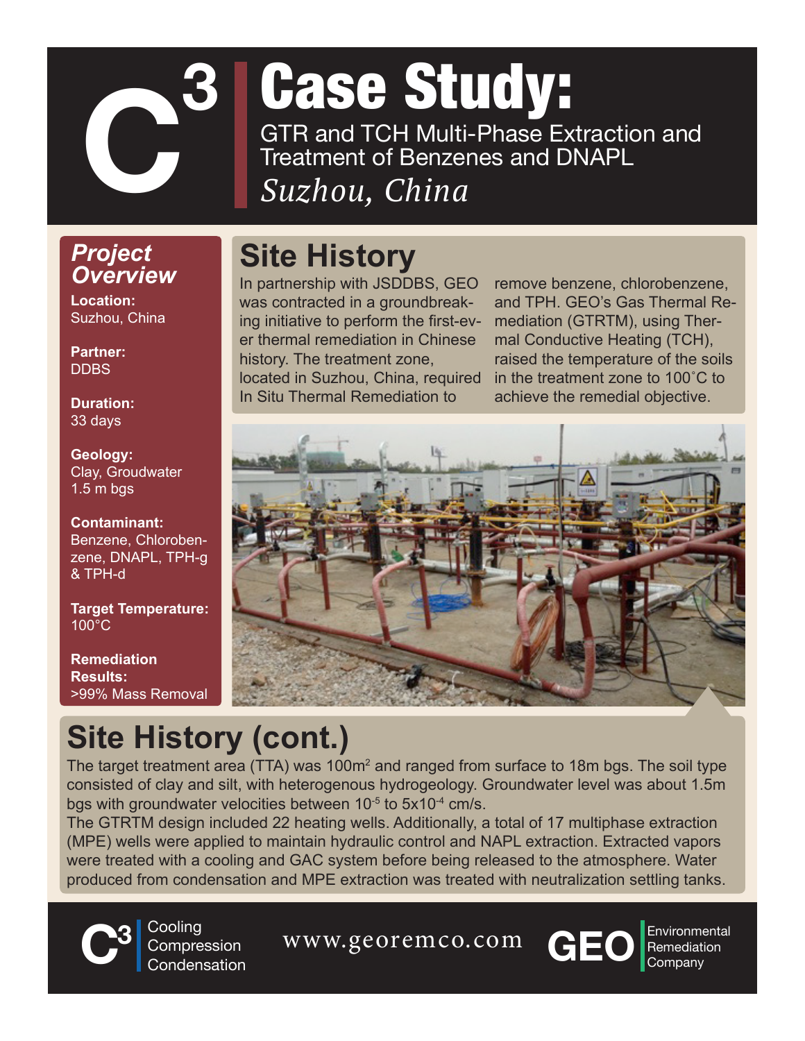# C3 Case Study:

## GTR and TCH Multi-Phase Extraction and Treatment of Benzenes and DNAPL

*Suzhou, China*

### *Project Overview*

**Location:**
Suzhou, China

**Partner:**
DDBS

**Duration:**
33 days

**Geology:**
Clay, Groudwater 1.5 m bgs

**Contaminant:**
Benzene, Chlorobenzene, DNAPL, TPH-g & TPH-d

**Target Temperature:**
100°C

**Remediation Results:**
>99% Mass Removal

## Site History

In partnership with JSDDBS, GEO was contracted in a groundbreaking initiative to perform the first-ever thermal remediation in Chinese history. The treatment zone, located in Suzhou, China, required In Situ Thermal Remediation to remove benzene, chlorobenzene, and TPH. GEO's Gas Thermal Remediation (GTRTM), using Thermal Conductive Heating (TCH), raised the temperature of the soils in the treatment zone to 100˚C to achieve the remedial objective.

## Site History (cont.)

The target treatment area (TTA) was 100m$^2$ and ranged from surface to 18m bgs. The soil type consisted of clay and silt, with heterogenous hydrogeology. Groundwater level was about 1.5m bgs with groundwater velocities between $10^{-5}$ to $5x10^{-4}$ cm/s.

The GTRTM design included 22 heating wells. Additionally, a total of 17 multiphase extraction (MPE) wells were applied to maintain hydraulic control and NAPL extraction. Extracted vapors were treated with a cooling and GAC system before being released to the atmosphere. Water produced from condensation and MPE extraction was treated with neutralization settling tanks.

C3 Cooling Compression Condensation

www.georemco.com

GEO Environmental Remediation Company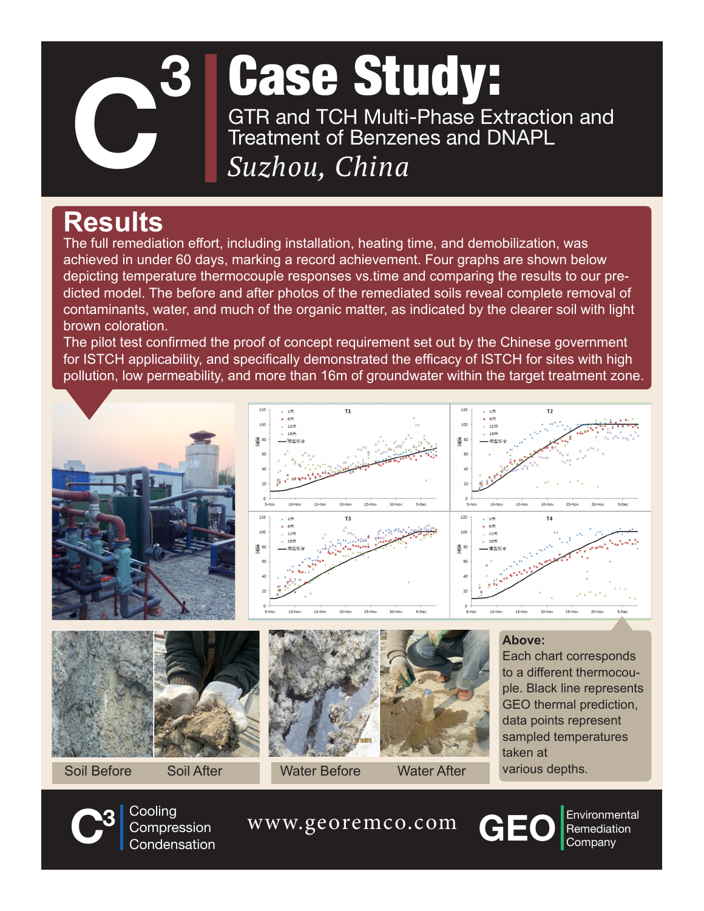# C3 Case Study:

GTR and TCH Multi-Phase Extraction and Treatment of Benzenes and DNAPL

*Suzhou, China*

## Results

The full remediation effort, including installation, heating time, and demobilization, was achieved in under 60 days, marking a record achievement. Four graphs are shown below depicting temperature thermocouple responses vs.time and comparing the results to our predicted model. The before and after photos of the remediated soils reveal complete removal of contaminants, water, and much of the organic matter, as indicated by the clearer soil with light brown coloration.

The pilot test confirmed the proof of concept requirement set out by the Chinese government for ISTCH applicability, and specifically demonstrated the efficacy of ISTCH for sites with high pollution, low permeability, and more than 16m of groundwater within the target treatment zone.

T1

T2

T3

T4

Soil Before Soil After

Water Before Water After

**Above:**
Each chart corresponds to a different thermocouple. Black line represents GEO thermal prediction, data points represent sampled temperatures taken at various depths.

C3 Cooling Compression Condensation

www.georemco.com

GEO Environmental Remediation Company